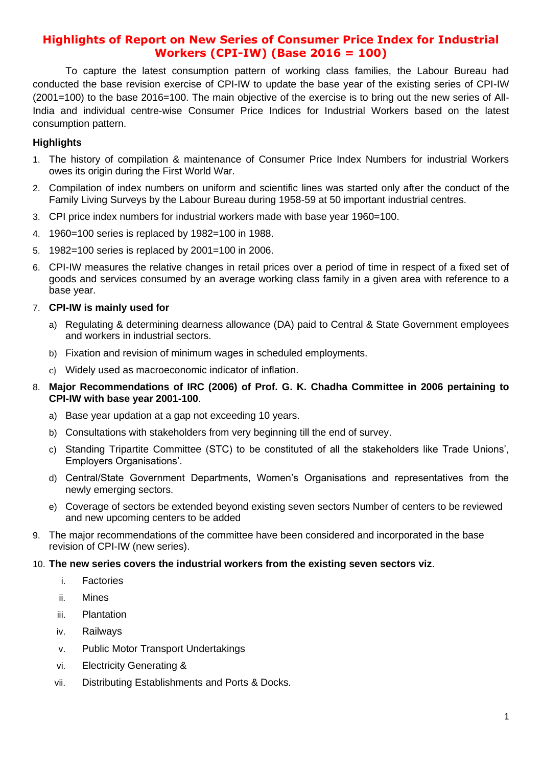# Highlights of Report on New Series of Consumer Price Index for Industrial Workers (CPI-IW) (Base 2016 = 100)

To capture the latest consumption pattern of working class families, the Labour Bureau had conducted the base revision exercise of CPI-IW to update the base year of the existing series of CPI-IW (2001=100) to the base 2016=100. The main objective of the exercise is to bring out the new series of All-India and individual centre-wise Consumer Price Indices for Industrial Workers based on the latest consumption pattern.

## Highlights

1. The history of compilation & maintenance of Consumer Price Index Numbers for industrial Workers owes its origin during the First World War.
2. Compilation of index numbers on uniform and scientific lines was started only after the conduct of the Family Living Surveys by the Labour Bureau during 1958-59 at 50 important industrial centres.
3. CPI price index numbers for industrial workers made with base year 1960=100.
4. 1960=100 series is replaced by 1982=100 in 1988.
5. 1982=100 series is replaced by 2001=100 in 2006.
6. CPI-IW measures the relative changes in retail prices over a period of time in respect of a fixed set of goods and services consumed by an average working class family in a given area with reference to a base year.
7. **CPI-IW is mainly used for**
   a) Regulating & determining dearness allowance (DA) paid to Central & State Government employees and workers in industrial sectors.
   b) Fixation and revision of minimum wages in scheduled employments.
   c) Widely used as macroeconomic indicator of inflation.
8. **Major Recommendations of IRC (2006) of Prof. G. K. Chadha Committee in 2006 pertaining to CPI-IW with base year 2001-100**.
   a) Base year updation at a gap not exceeding 10 years.
   b) Consultations with stakeholders from very beginning till the end of survey.
   c) Standing Tripartite Committee (STC) to be constituted of all the stakeholders like Trade Unions', Employers Organisations'.
   d) Central/State Government Departments, Women's Organisations and representatives from the newly emerging sectors.
   e) Coverage of sectors be extended beyond existing seven sectors Number of centers to be reviewed and new upcoming centers to be added
9. The major recommendations of the committee have been considered and incorporated in the base revision of CPI-IW (new series).
10. **The new series covers the industrial workers from the existing seven sectors viz**.
    i. Factories
    ii. Mines
    iii. Plantation
    iv. Railways
    v. Public Motor Transport Undertakings
    vi. Electricity Generating &
    vii. Distributing Establishments and Ports & Docks.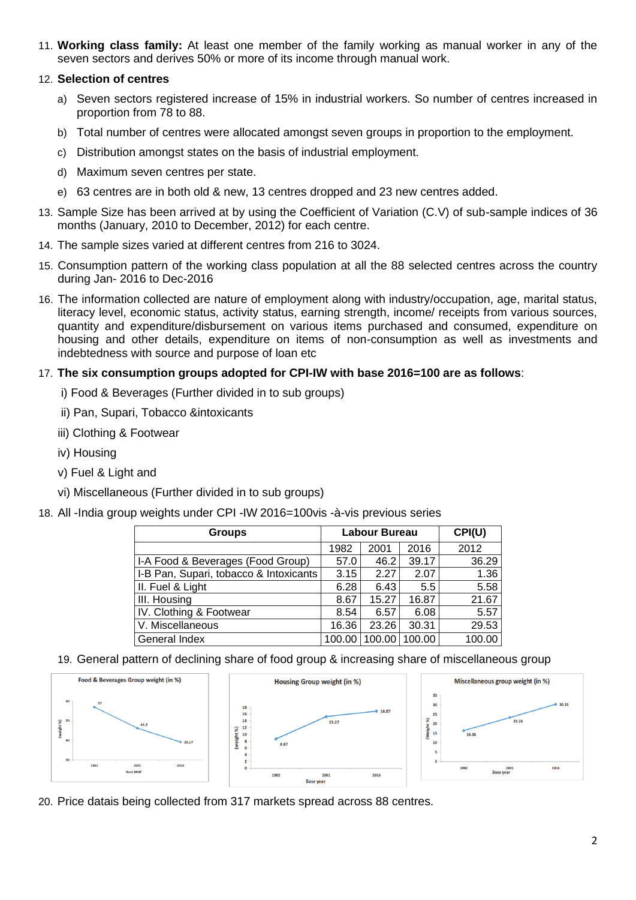11. **Working class family:** At least one member of the family working as manual worker in any of the seven sectors and derives 50% or more of its income through manual work.

12. **Selection of centres**

    a) Seven sectors registered increase of 15% in industrial workers. So number of centres increased in proportion from 78 to 88.

    b) Total number of centres were allocated amongst seven groups in proportion to the employment.

    c) Distribution amongst states on the basis of industrial employment.

    d) Maximum seven centres per state.

    e) 63 centres are in both old & new, 13 centres dropped and 23 new centres added.

13. Sample Size has been arrived at by using the Coefficient of Variation (C.V) of sub-sample indices of 36 months (January, 2010 to December, 2012) for each centre.

14. The sample sizes varied at different centres from 216 to 3024.

15. Consumption pattern of the working class population at all the 88 selected centres across the country during Jan- 2016 to Dec-2016

16. The information collected are nature of employment along with industry/occupation, age, marital status, literacy level, economic status, activity status, earning strength, income/ receipts from various sources, quantity and expenditure/disbursement on various items purchased and consumed, expenditure on housing and other details, expenditure on items of non-consumption as well as investments and indebtedness with source and purpose of loan etc

17. **The six consumption groups adopted for CPI-IW with base 2016=100 are as follows**:

    i) Food & Beverages (Further divided in to sub groups)

    ii) Pan, Supari, Tobacco &intoxicants

    iii) Clothing & Footwear

    iv) Housing

    v) Fuel & Light and

    vi) Miscellaneous (Further divided in to sub groups)

18. All -India group weights under CPI -IW 2016=100vis -à-vis previous series

| Groups | Labour Bureau | | | CPI(U) |
|---|---|---|---|---|
| | 1982 | 2001 | 2016 | 2012 |
| I-A Food & Beverages (Food Group) | 57.0 | 46.2 | 39.17 | 36.29 |
| I-B Pan, Supari, tobacco & Intoxicants | 3.15 | 2.27 | 2.07 | 1.36 |
| II. Fuel & Light | 6.28 | 6.43 | 5.5 | 5.58 |
| III. Housing | 8.67 | 15.27 | 16.87 | 21.67 |
| IV. Clothing & Footwear | 8.54 | 6.57 | 6.08 | 5.57 |
| V. Miscellaneous | 16.36 | 23.26 | 30.31 | 29.53 |
| General Index | 100.00 | 100.00 | 100.00 | 100.00 |

19. General pattern of declining share of food group & increasing share of miscellaneous group

Food & Beverages Group weight (in %)

Housing Group weight (in %)

Miscellaneous group weight (in %)

20. Price datais being collected from 317 markets spread across 88 centres.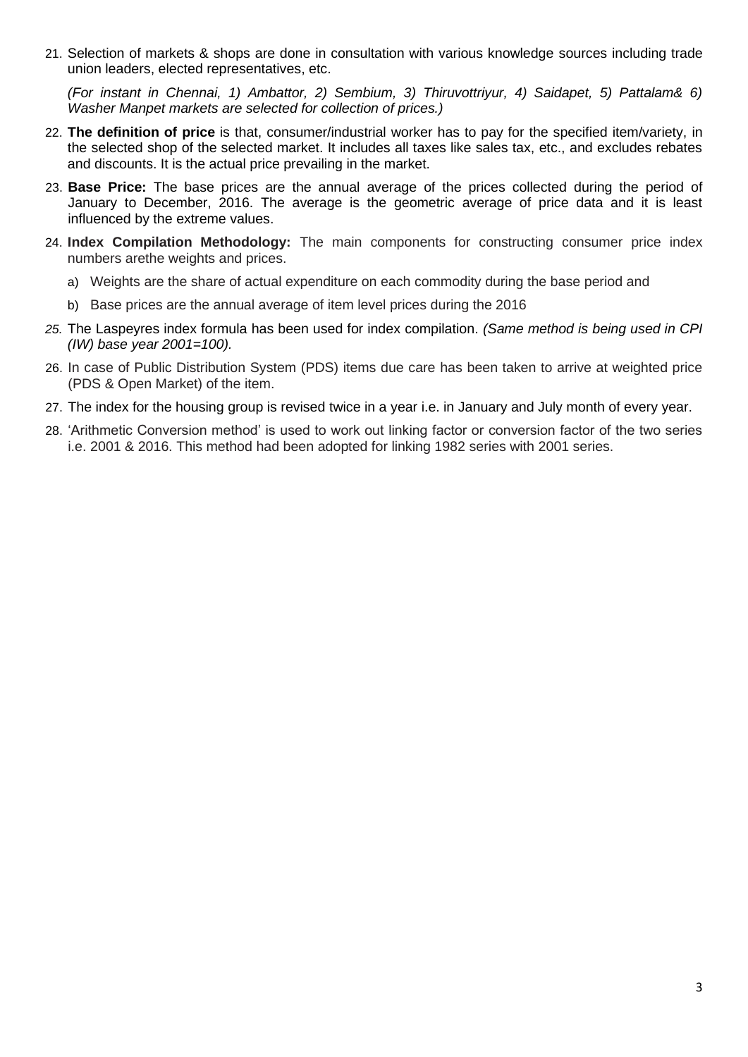21. Selection of markets & shops are done in consultation with various knowledge sources including trade union leaders, elected representatives, etc.

    *(For instant in Chennai, 1) Ambattor, 2) Sembium, 3) Thiruvottriyur, 4) Saidapet, 5) Pattalam& 6) Washer Manpet markets are selected for collection of prices.)*

22. **The definition of price** is that, consumer/industrial worker has to pay for the specified item/variety, in the selected shop of the selected market. It includes all taxes like sales tax, etc., and excludes rebates and discounts. It is the actual price prevailing in the market.

23. **Base Price:** The base prices are the annual average of the prices collected during the period of January to December, 2016. The average is the geometric average of price data and it is least influenced by the extreme values.

24. **Index Compilation Methodology:** The main components for constructing consumer price index numbers arethe weights and prices.

    a) Weights are the share of actual expenditure on each commodity during the base period and

    b) Base prices are the annual average of item level prices during the 2016

25. The Laspeyres index formula has been used for index compilation. *(Same method is being used in CPI (IW) base year 2001=100).*

26. In case of Public Distribution System (PDS) items due care has been taken to arrive at weighted price (PDS & Open Market) of the item.

27. The index for the housing group is revised twice in a year i.e. in January and July month of every year.

28. 'Arithmetic Conversion method' is used to work out linking factor or conversion factor of the two series i.e. 2001 & 2016. This method had been adopted for linking 1982 series with 2001 series.